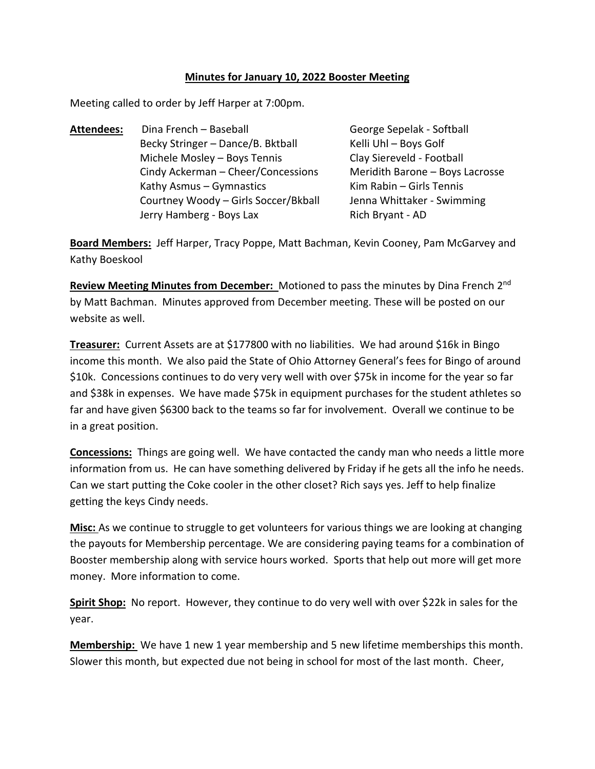**Minutes for January 10, 2022 Booster Meeting**

Meeting called to order by Jeff Harper at 7:00pm.

**Attendees:**

Dina French – Baseball
Becky Stringer – Dance/B. Bktball
Michele Mosley – Boys Tennis
Cindy Ackerman – Cheer/Concessions
Kathy Asmus – Gymnastics
Courtney Woody – Girls Soccer/Bkball
Jerry Hamberg - Boys Lax
George Sepelak - Softball
Kelli Uhl – Boys Golf
Clay Siereveld - Football
Meridith Barone – Boys Lacrosse
Kim Rabin – Girls Tennis
Jenna Whittaker - Swimming
Rich Bryant - AD

**Board Members:** Jeff Harper, Tracy Poppe, Matt Bachman, Kevin Cooney, Pam McGarvey and Kathy Boeskool

**Review Meeting Minutes from December:** Motioned to pass the minutes by Dina French 2nd by Matt Bachman. Minutes approved from December meeting. These will be posted on our website as well.

**Treasurer:** Current Assets are at $177800 with no liabilities. We had around $16k in Bingo income this month. We also paid the State of Ohio Attorney General's fees for Bingo of around $10k. Concessions continues to do very very well with over $75k in income for the year so far and $38k in expenses. We have made $75k in equipment purchases for the student athletes so far and have given $6300 back to the teams so far for involvement. Overall we continue to be in a great position.

**Concessions:** Things are going well. We have contacted the candy man who needs a little more information from us. He can have something delivered by Friday if he gets all the info he needs. Can we start putting the Coke cooler in the other closet? Rich says yes. Jeff to help finalize getting the keys Cindy needs.

**Misc:** As we continue to struggle to get volunteers for various things we are looking at changing the payouts for Membership percentage. We are considering paying teams for a combination of Booster membership along with service hours worked. Sports that help out more will get more money. More information to come.

**Spirit Shop:** No report. However, they continue to do very well with over $22k in sales for the year.

**Membership:** We have 1 new 1 year membership and 5 new lifetime memberships this month. Slower this month, but expected due not being in school for most of the last month. Cheer,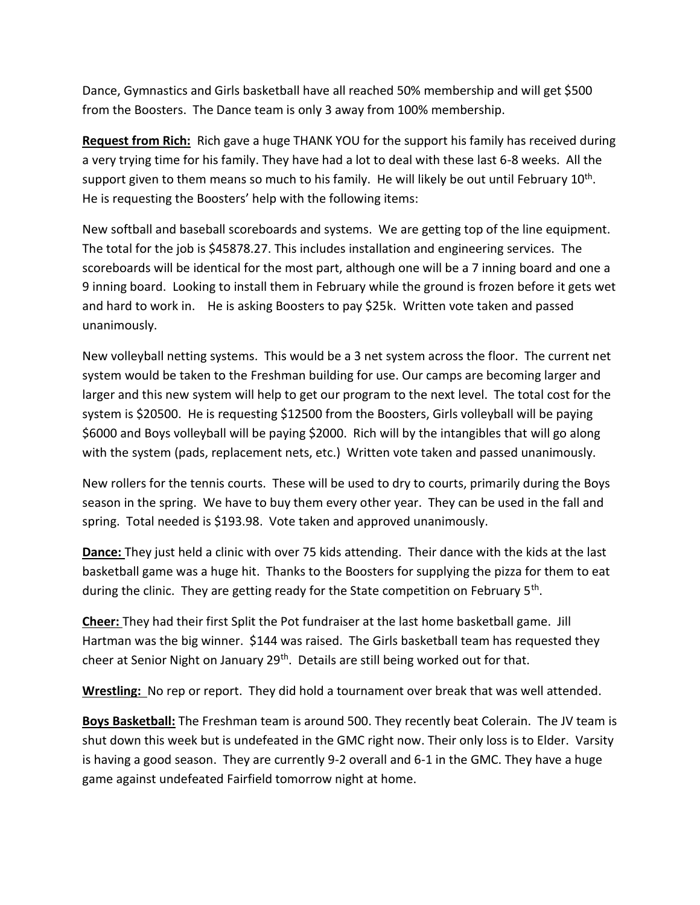Dance, Gymnastics and Girls basketball have all reached 50% membership and will get $500 from the Boosters. The Dance team is only 3 away from 100% membership.

**Request from Rich:** Rich gave a huge THANK YOU for the support his family has received during a very trying time for his family. They have had a lot to deal with these last 6-8 weeks. All the support given to them means so much to his family. He will likely be out until February 10th. He is requesting the Boosters' help with the following items:

New softball and baseball scoreboards and systems. We are getting top of the line equipment. The total for the job is $45878.27. This includes installation and engineering services. The scoreboards will be identical for the most part, although one will be a 7 inning board and one a 9 inning board. Looking to install them in February while the ground is frozen before it gets wet and hard to work in. He is asking Boosters to pay $25k. Written vote taken and passed unanimously.

New volleyball netting systems. This would be a 3 net system across the floor. The current net system would be taken to the Freshman building for use. Our camps are becoming larger and larger and this new system will help to get our program to the next level. The total cost for the system is $20500. He is requesting $12500 from the Boosters, Girls volleyball will be paying $6000 and Boys volleyball will be paying $2000. Rich will by the intangibles that will go along with the system (pads, replacement nets, etc.) Written vote taken and passed unanimously.

New rollers for the tennis courts. These will be used to dry to courts, primarily during the Boys season in the spring. We have to buy them every other year. They can be used in the fall and spring. Total needed is $193.98. Vote taken and approved unanimously.

**Dance:** They just held a clinic with over 75 kids attending. Their dance with the kids at the last basketball game was a huge hit. Thanks to the Boosters for supplying the pizza for them to eat during the clinic. They are getting ready for the State competition on February 5th.

**Cheer:** They had their first Split the Pot fundraiser at the last home basketball game. Jill Hartman was the big winner. $144 was raised. The Girls basketball team has requested they cheer at Senior Night on January 29th. Details are still being worked out for that.

**Wrestling:** No rep or report. They did hold a tournament over break that was well attended.

**Boys Basketball:** The Freshman team is around 500. They recently beat Colerain. The JV team is shut down this week but is undefeated in the GMC right now. Their only loss is to Elder. Varsity is having a good season. They are currently 9-2 overall and 6-1 in the GMC. They have a huge game against undefeated Fairfield tomorrow night at home.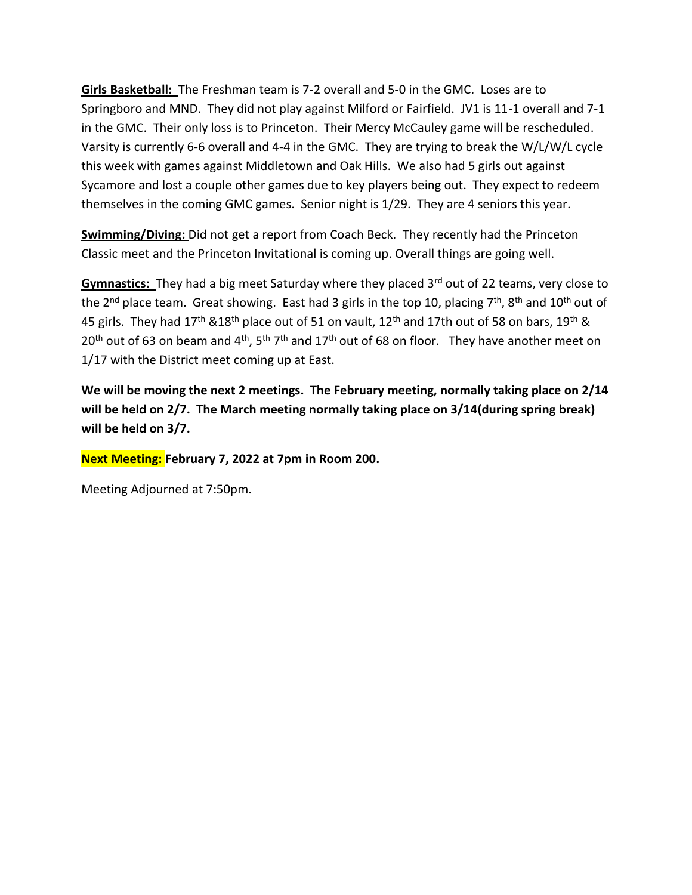**Girls Basketball:** The Freshman team is 7-2 overall and 5-0 in the GMC. Loses are to Springboro and MND. They did not play against Milford or Fairfield. JV1 is 11-1 overall and 7-1 in the GMC. Their only loss is to Princeton. Their Mercy McCauley game will be rescheduled. Varsity is currently 6-6 overall and 4-4 in the GMC. They are trying to break the W/L/W/L cycle this week with games against Middletown and Oak Hills. We also had 5 girls out against Sycamore and lost a couple other games due to key players being out. They expect to redeem themselves in the coming GMC games. Senior night is 1/29. They are 4 seniors this year.

**Swimming/Diving:** Did not get a report from Coach Beck. They recently had the Princeton Classic meet and the Princeton Invitational is coming up. Overall things are going well.

**Gymnastics:** They had a big meet Saturday where they placed 3rd out of 22 teams, very close to the 2nd place team. Great showing. East had 3 girls in the top 10, placing 7th, 8th and 10th out of 45 girls. They had 17th &18th place out of 51 on vault, 12th and 17th out of 58 on bars, 19th & 20th out of 63 on beam and 4th, 5th 7th and 17th out of 68 on floor. They have another meet on 1/17 with the District meet coming up at East.

**We will be moving the next 2 meetings. The February meeting, normally taking place on 2/14 will be held on 2/7. The March meeting normally taking place on 3/14(during spring break) will be held on 3/7.**

**Next Meeting: February 7, 2022 at 7pm in Room 200.**

Meeting Adjourned at 7:50pm.